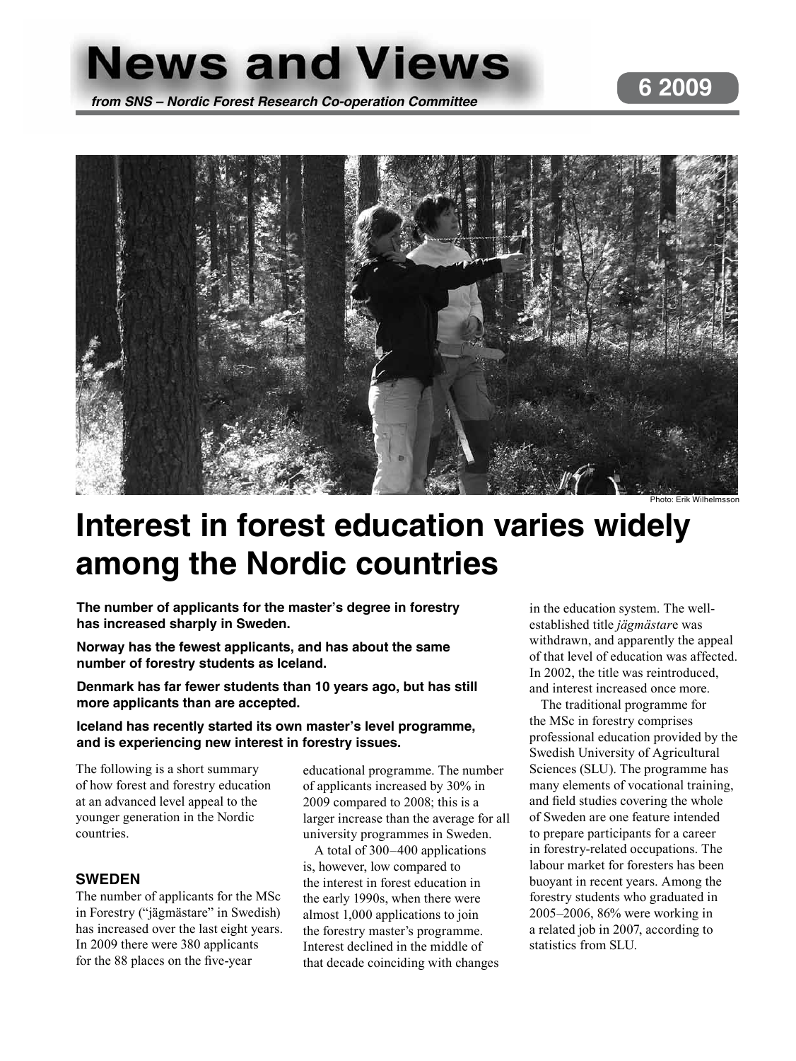# News and Views

***from SNS – Nordic Forest Research Co-operation Committee***

**6 2009**

Photo: Erik Wilhelmsson

# Interest in forest education varies widely among the Nordic countries

**The number of applicants for the master's degree in forestry has increased sharply in Sweden.**

**Norway has the fewest applicants, and has about the same number of forestry students as Iceland.**

**Denmark has far fewer students than 10 years ago, but has still more applicants than are accepted.**

**Iceland has recently started its own master's level programme, and is experiencing new interest in forestry issues.**

The following is a short summary of how forest and forestry education at an advanced level appeal to the younger generation in the Nordic countries.

## SWEDEN

The number of applicants for the MSc in Forestry ("jägmästare" in Swedish) has increased over the last eight years. In 2009 there were 380 applicants for the 88 places on the five-year educational programme. The number of applicants increased by 30% in 2009 compared to 2008; this is a larger increase than the average for all university programmes in Sweden.

A total of 300–400 applications is, however, low compared to the interest in forest education in the early 1990s, when there were almost 1,000 applications to join the forestry master's programme. Interest declined in the middle of that decade coinciding with changes in the education system. The well-established title *jägmästar*e was withdrawn, and apparently the appeal of that level of education was affected. In 2002, the title was reintroduced, and interest increased once more.

The traditional programme for the MSc in forestry comprises professional education provided by the Swedish University of Agricultural Sciences (SLU). The programme has many elements of vocational training, and field studies covering the whole of Sweden are one feature intended to prepare participants for a career in forestry-related occupations. The labour market for foresters has been buoyant in recent years. Among the forestry students who graduated in 2005–2006, 86% were working in a related job in 2007, according to statistics from SLU.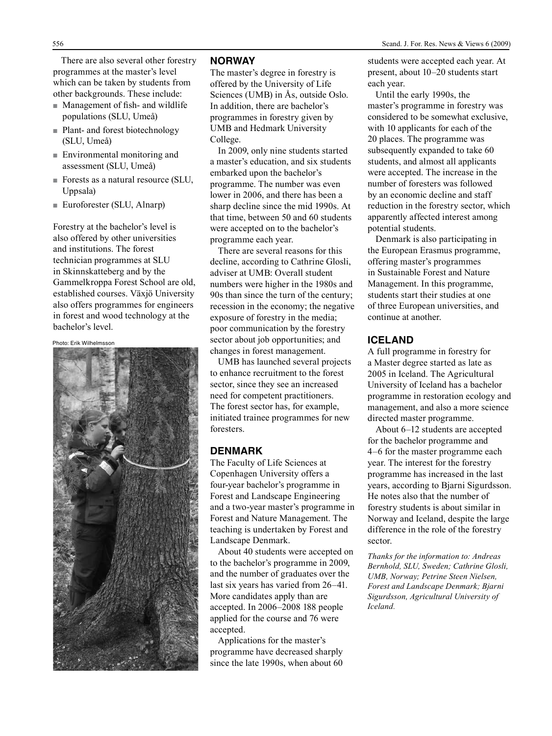There are also several other forestry programmes at the master's level which can be taken by students from other backgrounds. These include:

- Management of fish- and wildlife populations (SLU, Umeå)
- Plant- and forest biotechnology (SLU, Umeå)
- Environmental monitoring and assessment (SLU, Umeå)
- Forests as a natural resource (SLU, Uppsala)
- Euroforester (SLU, Alnarp)

Forestry at the bachelor's level is also offered by other universities and institutions. The forest technician programmes at SLU in Skinnskatteberg and by the Gammelkroppa Forest School are old, established courses. Växjö University also offers programmes for engineers in forest and wood technology at the bachelor's level.

Photo: Erik Wilhelmsson

## NORWAY

The master's degree in forestry is offered by the University of Life Sciences (UMB) in Ås, outside Oslo. In addition, there are bachelor's programmes in forestry given by UMB and Hedmark University College.

In 2009, only nine students started a master's education, and six students embarked upon the bachelor's programme. The number was even lower in 2006, and there has been a sharp decline since the mid 1990s. At that time, between 50 and 60 students were accepted on to the bachelor's programme each year.

There are several reasons for this decline, according to Cathrine Glosli, adviser at UMB: Overall student numbers were higher in the 1980s and 90s than since the turn of the century; recession in the economy; the negative exposure of forestry in the media; poor communication by the forestry sector about job opportunities; and changes in forest management.

UMB has launched several projects to enhance recruitment to the forest sector, since they see an increased need for competent practitioners. The forest sector has, for example, initiated trainee programmes for new foresters.

## DENMARK

The Faculty of Life Sciences at Copenhagen University offers a four-year bachelor's programme in Forest and Landscape Engineering and a two-year master's programme in Forest and Nature Management. The teaching is undertaken by Forest and Landscape Denmark.

About 40 students were accepted on to the bachelor's programme in 2009, and the number of graduates over the last six years has varied from 26–41. More candidates apply than are accepted. In 2006–2008 188 people applied for the course and 76 were accepted.

Applications for the master's programme have decreased sharply since the late 1990s, when about 60 students were accepted each year. At present, about 10–20 students start each year.

Until the early 1990s, the master's programme in forestry was considered to be somewhat exclusive, with 10 applicants for each of the 20 places. The programme was subsequently expanded to take 60 students, and almost all applicants were accepted. The increase in the number of foresters was followed by an economic decline and staff reduction in the forestry sector, which apparently affected interest among potential students.

Denmark is also participating in the European Erasmus programme, offering master's programmes in Sustainable Forest and Nature Management. In this programme, students start their studies at one of three European universities, and continue at another.

## ICELAND

A full programme in forestry for a Master degree started as late as 2005 in Iceland. The Agricultural University of Iceland has a bachelor programme in restoration ecology and management, and also a more science directed master programme.

About 6–12 students are accepted for the bachelor programme and 4–6 for the master programme each year. The interest for the forestry programme has increased in the last years, according to Bjarni Sigurdsson. He notes also that the number of forestry students is about similar in Norway and Iceland, despite the large difference in the role of the forestry sector.

*Thanks for the information to: Andreas Bernhold, SLU, Sweden; Cathrine Glosli, UMB, Norway; Petrine Steen Nielsen, Forest and Landscape Denmark; Bjarni Sigurdsson, Agricultural University of Iceland.*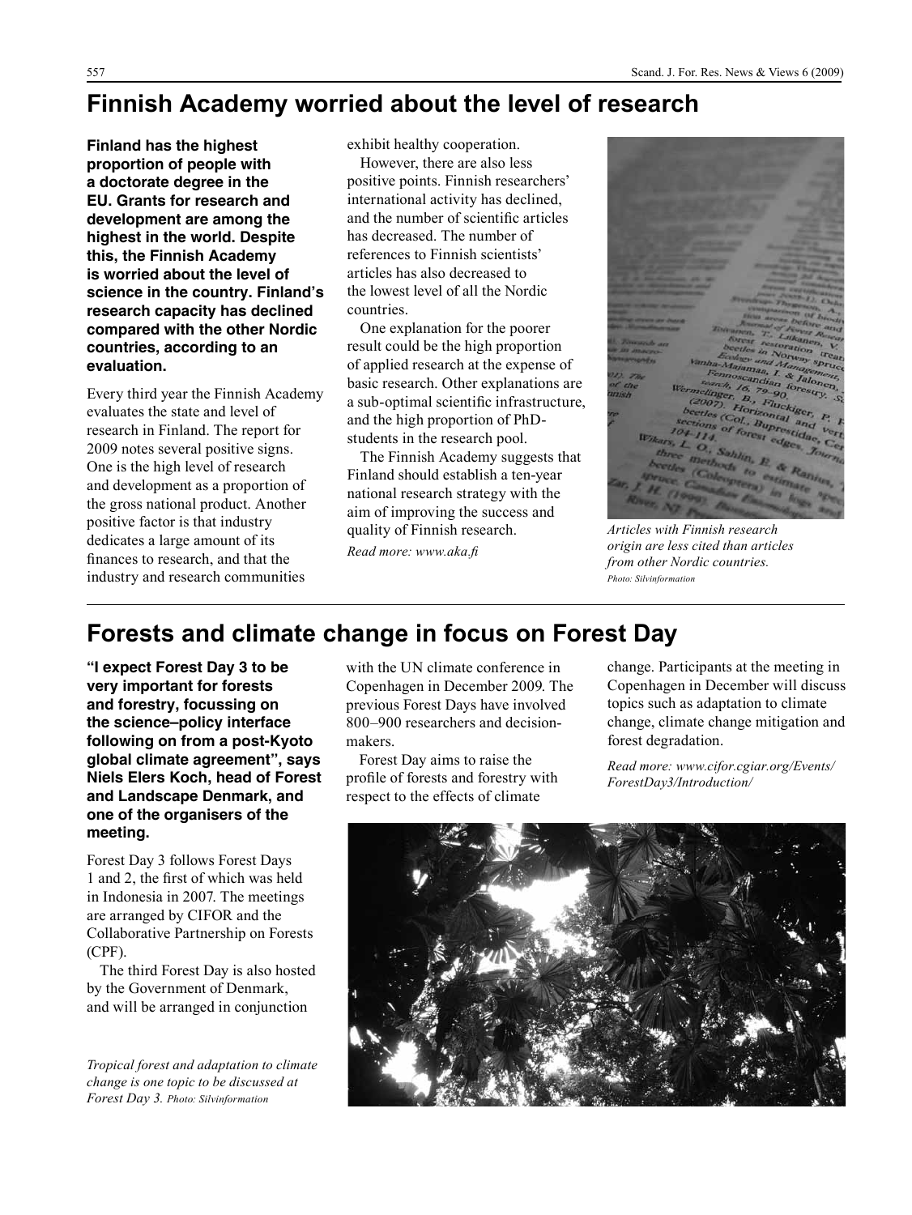# Finnish Academy worried about the level of research

**Finland has the highest proportion of people with a doctorate degree in the EU. Grants for research and development are among the highest in the world. Despite this, the Finnish Academy is worried about the level of science in the country. Finland's research capacity has declined compared with the other Nordic countries, according to an evaluation.**

Every third year the Finnish Academy evaluates the state and level of research in Finland. The report for 2009 notes several positive signs. One is the high level of research and development as a proportion of the gross national product. Another positive factor is that industry dedicates a large amount of its finances to research, and that the industry and research communities exhibit healthy cooperation.

However, there are also less positive points. Finnish researchers' international activity has declined, and the number of scientific articles has decreased. The number of references to Finnish scientists' articles has also decreased to the lowest level of all the Nordic countries.

One explanation for the poorer result could be the high proportion of applied research at the expense of basic research. Other explanations are a sub-optimal scientific infrastructure, and the high proportion of PhD-students in the research pool.

The Finnish Academy suggests that Finland should establish a ten-year national research strategy with the aim of improving the success and quality of Finnish research.

*Read more: www.aka.fi*

*Articles with Finnish research origin are less cited than articles from other Nordic countries.* *Photo: Silvinformation*

# Forests and climate change in focus on Forest Day

**"I expect Forest Day 3 to be very important for forests and forestry, focussing on the science–policy interface following on from a post-Kyoto global climate agreement", says Niels Elers Koch, head of Forest and Landscape Denmark, and one of the organisers of the meeting.**

Forest Day 3 follows Forest Days 1 and 2, the first of which was held in Indonesia in 2007. The meetings are arranged by CIFOR and the Collaborative Partnership on Forests (CPF).

The third Forest Day is also hosted by the Government of Denmark, and will be arranged in conjunction with the UN climate conference in Copenhagen in December 2009. The previous Forest Days have involved 800–900 researchers and decision-makers.

Forest Day aims to raise the profile of forests and forestry with respect to the effects of climate change. Participants at the meeting in Copenhagen in December will discuss topics such as adaptation to climate change, climate change mitigation and forest degradation.

*Read more: www.cifor.cgiar.org/Events/ForestDay3/Introduction/*

*Tropical forest and adaptation to climate change is one topic to be discussed at Forest Day 3.* *Photo: Silvinformation*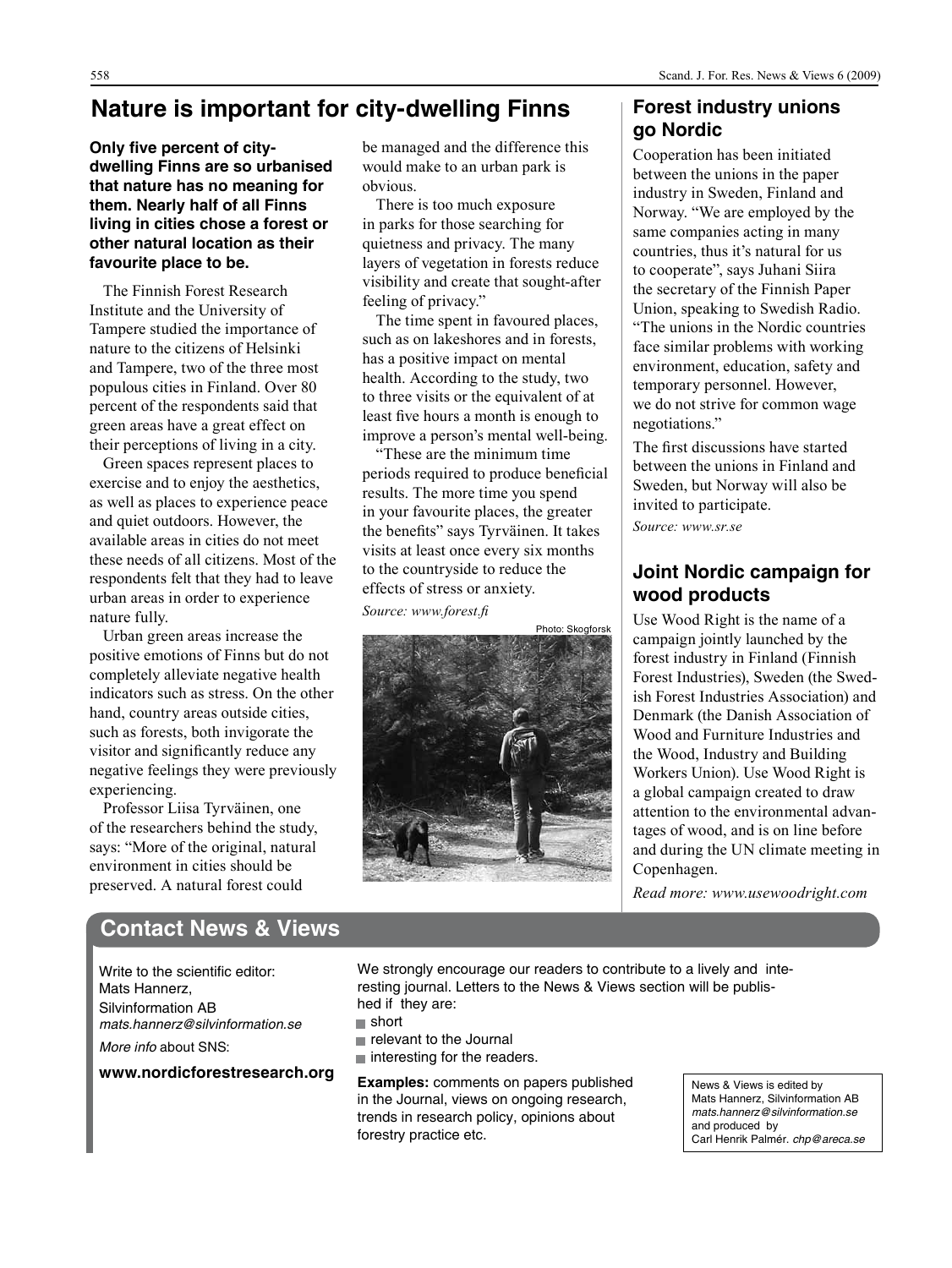## Nature is important for city-dwelling Finns

**Only five percent of city-dwelling Finns are so urbanised that nature has no meaning for them. Nearly half of all Finns living in cities chose a forest or other natural location as their favourite place to be.**

The Finnish Forest Research Institute and the University of Tampere studied the importance of nature to the citizens of Helsinki and Tampere, two of the three most populous cities in Finland. Over 80 percent of the respondents said that green areas have a great effect on their perceptions of living in a city.

Green spaces represent places to exercise and to enjoy the aesthetics, as well as places to experience peace and quiet outdoors. However, the available areas in cities do not meet these needs of all citizens. Most of the respondents felt that they had to leave urban areas in order to experience nature fully.

Urban green areas increase the positive emotions of Finns but do not completely alleviate negative health indicators such as stress. On the other hand, country areas outside cities, such as forests, both invigorate the visitor and significantly reduce any negative feelings they were previously experiencing.

Professor Liisa Tyrväinen, one of the researchers behind the study, says: "More of the original, natural environment in cities should be preserved. A natural forest could be managed and the difference this would make to an urban park is obvious.

There is too much exposure in parks for those searching for quietness and privacy. The many layers of vegetation in forests reduce visibility and create that sought-after feeling of privacy."

The time spent in favoured places, such as on lakeshores and in forests, has a positive impact on mental health. According to the study, two to three visits or the equivalent of at least five hours a month is enough to improve a person's mental well-being.

"These are the minimum time periods required to produce beneficial results. The more time you spend in your favourite places, the greater the benefits" says Tyrväinen. It takes visits at least once every six months to the countryside to reduce the effects of stress or anxiety.

*Source: www.forest.fi*

Photo: Skogforsk

## Forest industry unions go Nordic

Cooperation has been initiated between the unions in the paper industry in Sweden, Finland and Norway. "We are employed by the same companies acting in many countries, thus it's natural for us to cooperate", says Juhani Siira the secretary of the Finnish Paper Union, speaking to Swedish Radio. "The unions in the Nordic countries face similar problems with working environment, education, safety and temporary personnel. However, we do not strive for common wage negotiations."

The first discussions have started between the unions in Finland and Sweden, but Norway will also be invited to participate.

*Source: www.sr.se*

## Joint Nordic campaign for wood products

Use Wood Right is the name of a campaign jointly launched by the forest industry in Finland (Finnish Forest Industries), Sweden (the Swedish Forest Industries Association) and Denmark (the Danish Association of Wood and Furniture Industries and the Wood, Industry and Building Workers Union). Use Wood Right is a global campaign created to draw attention to the environmental advantages of wood, and is on line before and during the UN climate meeting in Copenhagen.

*Read more: www.usewoodright.com*

## Contact News & Views

Write to the scientific editor:
Mats Hannerz,
Silvinformation AB
*mats.hannerz@silvinformation.se*

*More info* about SNS:

**www.nordicforestresearch.org**

We strongly encourage our readers to contribute to a lively and interesting journal. Letters to the News & Views section will be published if they are:

- short
- relevant to the Journal
- interesting for the readers.

**Examples:** comments on papers published in the Journal, views on ongoing research, trends in research policy, opinions about forestry practice etc.

News & Views is edited by Mats Hannerz, Silvinformation AB *mats.hannerz@silvinformation.se* and produced by Carl Henrik Palmér. *chp@areca.se*